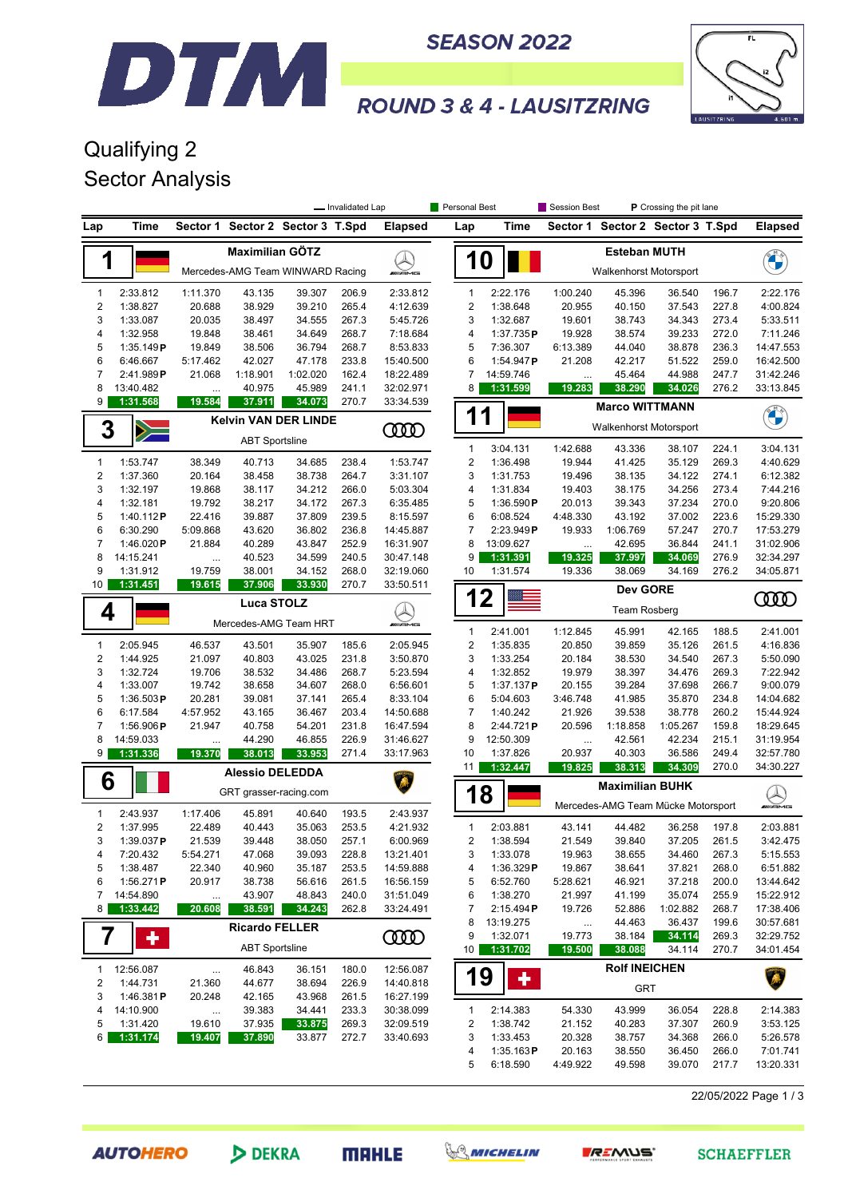# DTM SEASON 2022

## ROUND 3 & 4 - LAUSITZRING

## Qualifying 2
## Sector Analysis

— Invalidated Lap | Personal Best | Session Best | P Crossing the pit lane

### 1 Maximilian GÖTZ — Mercedes-AMG Team WINWARD Racing

| Lap | Time | Sector 1 | Sector 2 | Sector 3 | T.Spd | Elapsed |
|---|---|---|---|---|---|---|
| 1 | 2:33.812 | 1:11.370 | 43.135 | 39.307 | 206.9 | 2:33.812 |
| 2 | 1:38.827 | 20.688 | 38.929 | 39.210 | 265.4 | 4:12.639 |
| 3 | 1:33.087 | 20.035 | 38.497 | 34.555 | 267.3 | 5:45.726 |
| 4 | 1:32.958 | 19.848 | 38.461 | 34.649 | 268.7 | 7:18.684 |
| 5 | 1:35.149 P | 19.849 | 38.506 | 36.794 | 268.7 | 8:53.833 |
| 6 | 6:46.667 | 5:17.462 | 42.027 | 47.178 | 233.8 | 15:40.500 |
| 7 | 2:41.989 P | 21.068 | 1:18.901 | 1:02.020 | 162.4 | 18:22.489 |
| 8 | 13:40.482 | ... | 40.975 | 45.989 | 241.1 | 32:02.971 |
| 9 | 1:31.568 | 19.584 | 37.911 | 34.073 | 270.7 | 33:34.539 |

### 3 Kelvin VAN DER LINDE — ABT Sportsline

| Lap | Time | Sector 1 | Sector 2 | Sector 3 | T.Spd | Elapsed |
|---|---|---|---|---|---|---|
| 1 | 1:53.747 | 38.349 | 40.713 | 34.685 | 238.4 | 1:53.747 |
| 2 | 1:37.360 | 20.164 | 38.458 | 38.738 | 264.7 | 3:31.107 |
| 3 | 1:32.197 | 19.868 | 38.117 | 34.212 | 266.0 | 5:03.304 |
| 4 | 1:32.181 | 19.792 | 38.217 | 34.172 | 267.3 | 6:35.485 |
| 5 | 1:40.112 P | 22.416 | 39.887 | 37.809 | 239.5 | 8:15.597 |
| 6 | 6:30.290 | 5:09.868 | 43.620 | 36.802 | 236.8 | 14:45.887 |
| 7 | 1:46.020 P | 21.884 | 40.289 | 43.847 | 252.9 | 16:31.907 |
| 8 | 14:15.241 | ... | 40.523 | 34.599 | 240.5 | 30:47.148 |
| 9 | 1:31.912 | 19.759 | 38.001 | 34.152 | 268.0 | 32:19.060 |
| 10 | 1:31.451 | 19.615 | 37.906 | 33.930 | 270.7 | 33:50.511 |

### 4 Luca STOLZ — Mercedes-AMG Team HRT

| Lap | Time | Sector 1 | Sector 2 | Sector 3 | T.Spd | Elapsed |
|---|---|---|---|---|---|---|
| 1 | 2:05.945 | 46.537 | 43.501 | 35.907 | 185.6 | 2:05.945 |
| 2 | 1:44.925 | 21.097 | 40.803 | 43.025 | 231.8 | 3:50.870 |
| 3 | 1:32.724 | 19.706 | 38.532 | 34.486 | 268.7 | 5:23.594 |
| 4 | 1:33.007 | 19.742 | 38.658 | 34.607 | 268.0 | 6:56.601 |
| 5 | 1:36.503 P | 20.281 | 39.081 | 37.141 | 265.4 | 8:33.104 |
| 6 | 6:17.584 | 4:57.952 | 43.165 | 36.467 | 203.4 | 14:50.688 |
| 7 | 1:56.906 P | 21.947 | 40.758 | 54.201 | 231.8 | 16:47.594 |
| 8 | 14:59.033 | ... | 44.290 | 46.855 | 226.9 | 31:46.627 |
| 9 | 1:31.336 | 19.370 | 38.013 | 33.953 | 271.4 | 33:17.963 |

### 6 Alessio DELEDDA — GRT grasser-racing.com

| Lap | Time | Sector 1 | Sector 2 | Sector 3 | T.Spd | Elapsed |
|---|---|---|---|---|---|---|
| 1 | 2:43.937 | 1:17.406 | 45.891 | 40.640 | 193.5 | 2:43.937 |
| 2 | 1:37.995 | 22.489 | 40.443 | 35.063 | 253.5 | 4:21.932 |
| 3 | 1:39.037 P | 21.539 | 39.448 | 38.050 | 257.1 | 6:00.969 |
| 4 | 7:20.432 | 5:54.271 | 47.068 | 39.093 | 228.8 | 13:21.401 |
| 5 | 1:38.487 | 22.340 | 40.960 | 35.187 | 253.5 | 14:59.888 |
| 6 | 1:56.271 P | 20.917 | 38.738 | 56.616 | 261.5 | 16:56.159 |
| 7 | 14:54.890 | ... | 43.907 | 48.843 | 240.0 | 31:51.049 |
| 8 | 1:33.442 | 20.608 | 38.591 | 34.243 | 262.8 | 33:24.491 |

### 7 Ricardo FELLER — ABT Sportsline

| Lap | Time | Sector 1 | Sector 2 | Sector 3 | T.Spd | Elapsed |
|---|---|---|---|---|---|---|
| 1 | 12:56.087 | ... | 46.843 | 36.151 | 180.0 | 12:56.087 |
| 2 | 1:44.731 | 21.360 | 44.677 | 38.694 | 226.9 | 14:40.818 |
| 3 | 1:46.381 P | 20.248 | 42.165 | 43.968 | 261.5 | 16:27.199 |
| 4 | 14:10.900 | ... | 39.383 | 34.441 | 233.3 | 30:38.099 |
| 5 | 1:31.420 | 19.610 | 37.935 | 33.875 | 269.3 | 32:09.519 |
| 6 | 1:31.174 | 19.407 | 37.890 | 33.877 | 272.7 | 33:40.693 |

### 10 Esteban MUTH — Walkenhorst Motorsport

| Lap | Time | Sector 1 | Sector 2 | Sector 3 | T.Spd | Elapsed |
|---|---|---|---|---|---|---|
| 1 | 2:22.176 | 1:00.240 | 45.396 | 36.540 | 196.7 | 2:22.176 |
| 2 | 1:38.648 | 20.955 | 40.150 | 37.543 | 227.8 | 4:00.824 |
| 3 | 1:32.687 | 19.601 | 38.743 | 34.343 | 273.4 | 5:33.511 |
| 4 | 1:37.735 P | 19.928 | 38.574 | 39.233 | 272.0 | 7:11.246 |
| 5 | 7:36.307 | 6:13.389 | 44.040 | 38.878 | 236.3 | 14:47.553 |
| 6 | 1:54.947 P | 21.208 | 42.217 | 51.522 | 259.0 | 16:42.500 |
| 7 | 14:59.746 | ... | 45.464 | 44.988 | 247.7 | 31:42.246 |
| 8 | 1:31.599 | 19.283 | 38.290 | 34.026 | 276.2 | 33:13.845 |

### 11 Marco WITTMANN — Walkenhorst Motorsport

| Lap | Time | Sector 1 | Sector 2 | Sector 3 | T.Spd | Elapsed |
|---|---|---|---|---|---|---|
| 1 | 3:04.131 | 1:42.688 | 43.336 | 38.107 | 224.1 | 3:04.131 |
| 2 | 1:36.498 | 19.944 | 41.425 | 35.129 | 269.3 | 4:40.629 |
| 3 | 1:31.753 | 19.496 | 38.135 | 34.122 | 274.1 | 6:12.382 |
| 4 | 1:31.834 | 19.403 | 38.175 | 34.256 | 273.4 | 7:44.216 |
| 5 | 1:36.590 P | 20.013 | 39.343 | 37.234 | 270.0 | 9:20.806 |
| 6 | 6:08.524 | 4:48.330 | 43.192 | 37.002 | 223.6 | 15:29.330 |
| 7 | 2:23.949 P | 19.933 | 1:06.769 | 57.247 | 270.7 | 17:53.279 |
| 8 | 13:09.627 | ... | 42.695 | 36.844 | 241.1 | 31:02.906 |
| 9 | 1:31.391 | 19.325 | 37.997 | 34.069 | 276.9 | 32:34.297 |
| 10 | 1:31.574 | 19.336 | 38.069 | 34.169 | 276.2 | 34:05.871 |

### 12 Dev GORE — Team Rosberg

| Lap | Time | Sector 1 | Sector 2 | Sector 3 | T.Spd | Elapsed |
|---|---|---|---|---|---|---|
| 1 | 2:41.001 | 1:12.845 | 45.991 | 42.165 | 188.5 | 2:41.001 |
| 2 | 1:35.835 | 20.850 | 39.859 | 35.126 | 261.5 | 4:16.836 |
| 3 | 1:33.254 | 20.184 | 38.530 | 34.540 | 267.3 | 5:50.090 |
| 4 | 1:32.852 | 19.979 | 38.397 | 34.476 | 269.3 | 7:22.942 |
| 5 | 1:37.137 P | 20.155 | 39.284 | 37.698 | 266.7 | 9:00.079 |
| 6 | 5:04.603 | 3:46.748 | 41.985 | 35.870 | 234.8 | 14:04.682 |
| 7 | 1:40.242 | 21.926 | 39.538 | 38.778 | 260.2 | 15:44.924 |
| 8 | 2:44.721 P | 20.596 | 1:18.858 | 1:05.267 | 159.8 | 18:29.645 |
| 9 | 12:50.309 | ... | 42.561 | 42.234 | 215.1 | 31:19.954 |
| 10 | 1:37.826 | 20.937 | 40.303 | 36.586 | 249.4 | 32:57.780 |
| 11 | 1:32.447 | 19.825 | 38.313 | 34.309 | 270.0 | 34:30.227 |

### 18 Maximilian BUHK — Mercedes-AMG Team Mücke Motorsport

| Lap | Time | Sector 1 | Sector 2 | Sector 3 | T.Spd | Elapsed |
|---|---|---|---|---|---|---|
| 1 | 2:03.881 | 43.141 | 44.482 | 36.258 | 197.8 | 2:03.881 |
| 2 | 1:38.594 | 21.549 | 39.840 | 37.205 | 261.5 | 3:42.475 |
| 3 | 1:33.078 | 19.963 | 38.655 | 34.460 | 267.3 | 5:15.553 |
| 4 | 1:36.329 P | 19.867 | 38.641 | 37.821 | 268.0 | 6:51.882 |
| 5 | 6:52.760 | 5:28.621 | 46.921 | 37.218 | 200.0 | 13:44.642 |
| 6 | 1:38.270 | 21.997 | 41.199 | 35.074 | 255.9 | 15:22.912 |
| 7 | 2:15.494 P | 19.726 | 52.886 | 1:02.882 | 268.7 | 17:38.406 |
| 8 | 13:19.275 | ... | 44.463 | 36.437 | 199.6 | 30:57.681 |
| 9 | 1:32.071 | 19.773 | 38.184 | 34.114 | 269.3 | 32:29.752 |
| 10 | 1:31.702 | 19.500 | 38.088 | 34.114 | 270.7 | 34:01.454 |

### 19 Rolf INEICHEN — GRT

| Lap | Time | Sector 1 | Sector 2 | Sector 3 | T.Spd | Elapsed |
|---|---|---|---|---|---|---|
| 1 | 2:14.383 | 54.330 | 43.999 | 36.054 | 228.8 | 2:14.383 |
| 2 | 1:38.742 | 21.152 | 40.283 | 37.307 | 260.9 | 3:53.125 |
| 3 | 1:33.453 | 20.328 | 38.757 | 34.368 | 266.0 | 5:26.578 |
| 4 | 1:35.163 P | 20.163 | 38.550 | 36.450 | 266.0 | 7:01.741 |
| 5 | 6:18.590 | 4:49.922 | 49.598 | 39.070 | 217.7 | 13:20.331 |

22/05/2022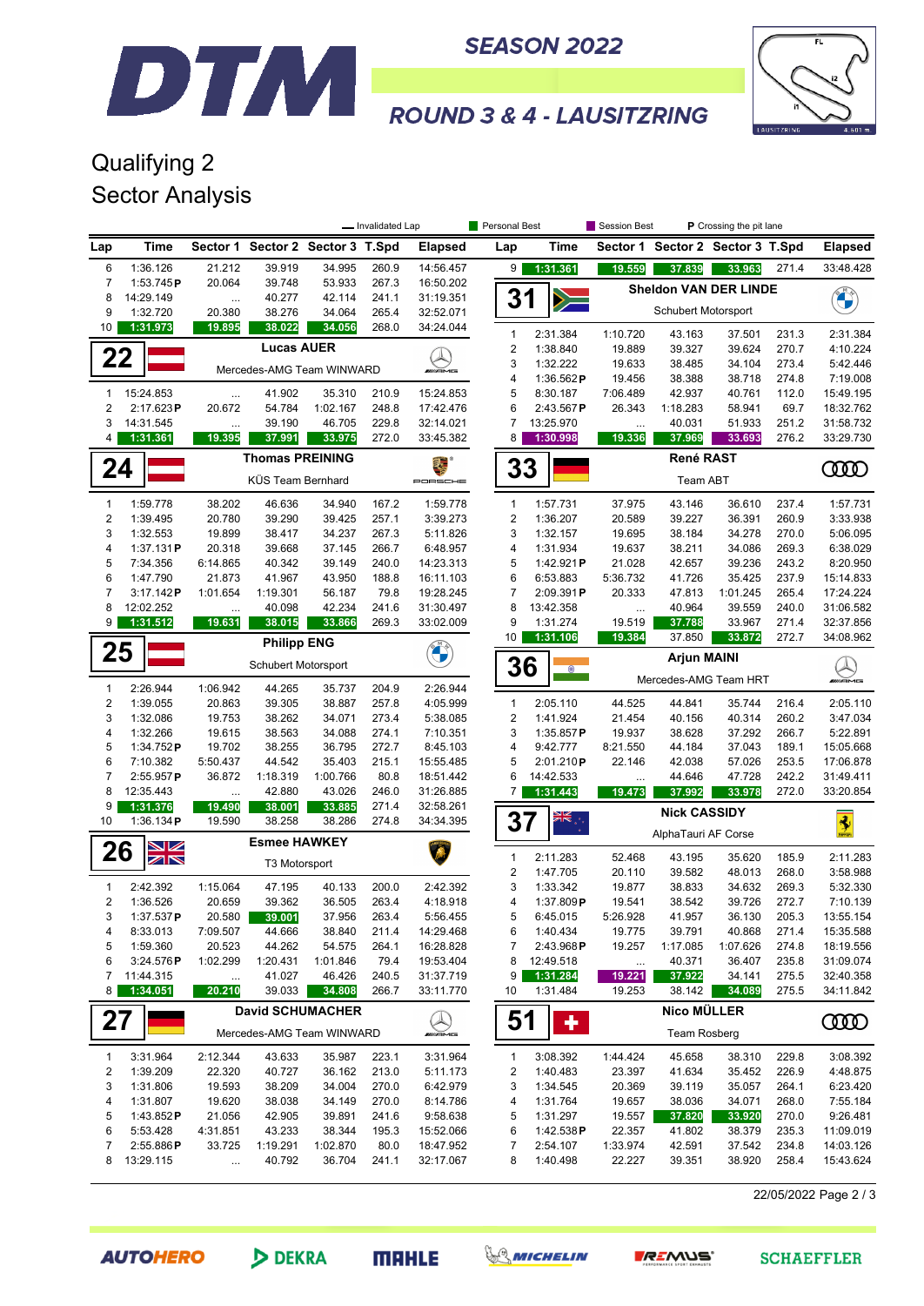# DTM SEASON 2022

## ROUND 3 & 4 - LAUSITZRING

## Qualifying 2
## Sector Analysis

— Invalidated Lap | Personal Best | Session Best | P Crossing the pit lane

### (continued)

| Lap | Time | Sector 1 | Sector 2 | Sector 3 | T.Spd | Elapsed |
|---|---|---|---|---|---|---|
| 6 | 1:36.126 | 21.212 | 39.919 | 34.995 | 260.9 | 14:56.457 |
| 7 | 1:53.745P | 20.064 | 39.748 | 53.933 | 267.3 | 16:50.202 |
| 8 | 14:29.149 | ... | 40.277 | 42.114 | 241.1 | 31:19.351 |
| 9 | 1:32.720 | 20.380 | 38.276 | 34.064 | 265.4 | 32:52.071 |
| 10 | 1:31.973 | 19.895 | 38.022 | 34.056 | 268.0 | 34:24.044 |

### 22 — Lucas AUER — Mercedes-AMG Team WINWARD

| Lap | Time | Sector 1 | Sector 2 | Sector 3 | T.Spd | Elapsed |
|---|---|---|---|---|---|---|
| 1 | 15:24.853 | ... | 41.902 | 35.310 | 210.9 | 15:24.853 |
| 2 | 2:17.623P | 20.672 | 54.784 | 1:02.167 | 248.8 | 17:42.476 |
| 3 | 14:31.545 | ... | 39.190 | 46.705 | 229.8 | 32:14.021 |
| 4 | 1:31.361 | 19.395 | 37.991 | 33.975 | 272.0 | 33:45.382 |

### 24 — Thomas PREINING — KÜS Team Bernhard

| Lap | Time | Sector 1 | Sector 2 | Sector 3 | T.Spd | Elapsed |
|---|---|---|---|---|---|---|
| 1 | 1:59.778 | 38.202 | 46.636 | 34.940 | 167.2 | 1:59.778 |
| 2 | 1:39.495 | 20.780 | 39.290 | 39.425 | 257.1 | 3:39.273 |
| 3 | 1:32.553 | 19.899 | 38.417 | 34.237 | 267.3 | 5:11.826 |
| 4 | 1:37.131P | 20.318 | 39.668 | 37.145 | 266.7 | 6:48.957 |
| 5 | 7:34.356 | 6:14.865 | 40.342 | 39.149 | 240.0 | 14:23.313 |
| 6 | 1:47.790 | 21.873 | 41.967 | 43.950 | 188.8 | 16:11.103 |
| 7 | 3:17.142P | 1:01.654 | 1:19.301 | 56.187 | 79.8 | 19:28.245 |
| 8 | 12:02.252 | ... | 40.098 | 42.234 | 241.6 | 31:30.497 |
| 9 | 1:31.512 | 19.631 | 38.015 | 33.866 | 269.3 | 33:02.009 |

### 25 — Philipp ENG — Schubert Motorsport

| Lap | Time | Sector 1 | Sector 2 | Sector 3 | T.Spd | Elapsed |
|---|---|---|---|---|---|---|
| 1 | 2:26.944 | 1:06.942 | 44.265 | 35.737 | 204.9 | 2:26.944 |
| 2 | 1:39.055 | 20.863 | 39.305 | 38.887 | 257.8 | 4:05.999 |
| 3 | 1:32.086 | 19.753 | 38.262 | 34.071 | 273.4 | 5:38.085 |
| 4 | 1:32.266 | 19.615 | 38.563 | 34.088 | 274.1 | 7:10.351 |
| 5 | 1:34.752P | 19.702 | 38.255 | 36.795 | 272.7 | 8:45.103 |
| 6 | 7:10.382 | 5:50.437 | 44.542 | 35.403 | 215.1 | 15:55.485 |
| 7 | 2:55.957P | 36.872 | 1:18.319 | 1:00.766 | 80.8 | 18:51.442 |
| 8 | 12:35.443 | ... | 42.880 | 43.026 | 246.0 | 31:26.885 |
| 9 | 1:31.376 | 19.490 | 38.001 | 33.885 | 271.4 | 32:58.261 |
| 10 | 1:36.134P | 19.590 | 38.258 | 38.286 | 274.8 | 34:34.395 |

### 26 — Esmee HAWKEY — T3 Motorsport

| Lap | Time | Sector 1 | Sector 2 | Sector 3 | T.Spd | Elapsed |
|---|---|---|---|---|---|---|
| 1 | 2:42.392 | 1:15.064 | 47.195 | 40.133 | 200.0 | 2:42.392 |
| 2 | 1:36.526 | 20.659 | 39.362 | 36.505 | 263.4 | 4:18.918 |
| 3 | 1:37.537P | 20.580 | 39.001 | 37.956 | 263.4 | 5:56.455 |
| 4 | 8:33.013 | 7:09.507 | 44.666 | 38.840 | 211.4 | 14:29.468 |
| 5 | 1:59.360 | 20.523 | 44.262 | 54.575 | 264.1 | 16:28.828 |
| 6 | 3:24.576P | 1:02.299 | 1:20.431 | 1:01.846 | 79.4 | 19:53.404 |
| 7 | 11:44.315 | ... | 41.027 | 46.426 | 240.5 | 31:37.719 |
| 8 | 1:34.051 | 20.210 | 39.033 | 34.808 | 266.7 | 33:11.770 |

### 27 — David SCHUMACHER — Mercedes-AMG Team WINWARD

| Lap | Time | Sector 1 | Sector 2 | Sector 3 | T.Spd | Elapsed |
|---|---|---|---|---|---|---|
| 1 | 3:31.964 | 2:12.344 | 43.633 | 35.987 | 223.1 | 3:31.964 |
| 2 | 1:39.209 | 22.320 | 40.727 | 36.162 | 213.0 | 5:11.173 |
| 3 | 1:31.806 | 19.593 | 38.209 | 34.004 | 270.0 | 6:42.979 |
| 4 | 1:31.807 | 19.620 | 38.038 | 34.149 | 270.0 | 8:14.786 |
| 5 | 1:43.852P | 21.056 | 42.905 | 39.891 | 241.6 | 9:58.638 |
| 6 | 5:53.428 | 4:31.851 | 43.233 | 38.344 | 195.3 | 15:52.066 |
| 7 | 2:55.886P | 33.725 | 1:19.291 | 1:02.870 | 80.0 | 18:47.952 |
| 8 | 13:29.115 | ... | 40.792 | 36.704 | 241.1 | 32:17.067 |

### (continued)

| Lap | Time | Sector 1 | Sector 2 | Sector 3 | T.Spd | Elapsed |
|---|---|---|---|---|---|---|
| 9 | 1:31.361 | 19.559 | 37.839 | 33.963 | 271.4 | 33:48.428 |

### 31 — Sheldon VAN DER LINDE — Schubert Motorsport

| Lap | Time | Sector 1 | Sector 2 | Sector 3 | T.Spd | Elapsed |
|---|---|---|---|---|---|---|
| 1 | 2:31.384 | 1:10.720 | 43.163 | 37.501 | 231.3 | 2:31.384 |
| 2 | 1:38.840 | 19.889 | 39.327 | 39.624 | 270.7 | 4:10.224 |
| 3 | 1:32.222 | 19.633 | 38.485 | 34.104 | 273.4 | 5:42.446 |
| 4 | 1:36.562P | 19.456 | 38.388 | 38.718 | 274.8 | 7:19.008 |
| 5 | 8:30.187 | 7:06.489 | 42.937 | 40.761 | 112.0 | 15:49.195 |
| 6 | 2:43.567P | 26.343 | 1:18.283 | 58.941 | 69.7 | 18:32.762 |
| 7 | 13:25.970 | ... | 40.031 | 51.933 | 251.2 | 31:58.732 |
| 8 | 1:30.998 | 19.336 | 37.969 | 33.693 | 276.2 | 33:29.730 |

### 33 — René RAST — Team ABT

| Lap | Time | Sector 1 | Sector 2 | Sector 3 | T.Spd | Elapsed |
|---|---|---|---|---|---|---|
| 1 | 1:57.731 | 37.975 | 43.146 | 36.610 | 237.4 | 1:57.731 |
| 2 | 1:36.207 | 20.589 | 39.227 | 36.391 | 260.9 | 3:33.938 |
| 3 | 1:32.157 | 19.695 | 38.184 | 34.278 | 270.0 | 5:06.095 |
| 4 | 1:31.934 | 19.637 | 38.211 | 34.086 | 269.3 | 6:38.029 |
| 5 | 1:42.921P | 21.028 | 42.657 | 39.236 | 243.2 | 8:20.950 |
| 6 | 6:53.883 | 5:36.732 | 41.726 | 35.425 | 237.9 | 15:14.833 |
| 7 | 2:09.391P | 20.333 | 47.813 | 1:01.245 | 265.4 | 17:24.224 |
| 8 | 13:42.358 | ... | 40.964 | 39.559 | 240.0 | 31:06.582 |
| 9 | 1:31.274 | 19.519 | 37.788 | 33.967 | 271.4 | 32:37.856 |
| 10 | 1:31.106 | 19.384 | 37.850 | 33.872 | 272.7 | 34:08.962 |

### 36 — Arjun MAINI — Mercedes-AMG Team HRT

| Lap | Time | Sector 1 | Sector 2 | Sector 3 | T.Spd | Elapsed |
|---|---|---|---|---|---|---|
| 1 | 2:05.110 | 44.525 | 44.841 | 35.744 | 216.4 | 2:05.110 |
| 2 | 1:41.924 | 21.454 | 40.156 | 40.314 | 260.2 | 3:47.034 |
| 3 | 1:35.857P | 19.937 | 38.628 | 37.292 | 266.7 | 5:22.891 |
| 4 | 9:42.777 | 8:21.550 | 44.184 | 37.043 | 189.1 | 15:05.668 |
| 5 | 2:01.210P | 22.146 | 42.038 | 57.026 | 253.5 | 17:06.878 |
| 6 | 14:42.533 | ... | 44.646 | 47.728 | 242.2 | 31:49.411 |
| 7 | 1:31.443 | 19.473 | 37.992 | 33.978 | 272.0 | 33:20.854 |

### 37 — Nick CASSIDY — AlphaTauri AF Corse

| Lap | Time | Sector 1 | Sector 2 | Sector 3 | T.Spd | Elapsed |
|---|---|---|---|---|---|---|
| 1 | 2:11.283 | 52.468 | 43.195 | 35.620 | 185.9 | 2:11.283 |
| 2 | 1:47.705 | 20.110 | 39.582 | 48.013 | 268.0 | 3:58.988 |
| 3 | 1:33.342 | 19.877 | 38.833 | 34.632 | 269.3 | 5:32.330 |
| 4 | 1:37.809P | 19.541 | 38.542 | 39.726 | 272.7 | 7:10.139 |
| 5 | 6:45.015 | 5:26.928 | 41.957 | 36.130 | 205.3 | 13:55.154 |
| 6 | 1:40.434 | 19.775 | 39.791 | 40.868 | 271.4 | 15:35.588 |
| 7 | 2:43.968P | 19.257 | 1:17.085 | 1:07.626 | 274.8 | 18:19.556 |
| 8 | 12:49.518 | ... | 40.371 | 36.407 | 235.8 | 31:09.074 |
| 9 | 1:31.284 | 19.221 | 37.922 | 34.141 | 275.5 | 32:40.358 |
| 10 | 1:31.484 | 19.253 | 38.142 | 34.089 | 275.5 | 34:11.842 |

### 51 — Nico MÜLLER — Team Rosberg

| Lap | Time | Sector 1 | Sector 2 | Sector 3 | T.Spd | Elapsed |
|---|---|---|---|---|---|---|
| 1 | 3:08.392 | 1:44.424 | 45.658 | 38.310 | 229.8 | 3:08.392 |
| 2 | 1:40.483 | 23.397 | 41.634 | 35.452 | 226.9 | 4:48.875 |
| 3 | 1:34.545 | 20.369 | 39.119 | 35.057 | 264.1 | 6:23.420 |
| 4 | 1:31.764 | 19.657 | 38.036 | 34.071 | 268.0 | 7:55.184 |
| 5 | 1:31.297 | 19.557 | 37.820 | 33.920 | 270.0 | 9:26.481 |
| 6 | 1:42.538P | 22.357 | 41.802 | 38.379 | 235.3 | 11:09.019 |
| 7 | 2:54.107 | 1:33.974 | 42.591 | 37.542 | 234.8 | 14:03.126 |
| 8 | 1:40.498 | 22.227 | 39.351 | 38.920 | 258.4 | 15:43.624 |

22/05/2022

AUTOHERO · DEKRA · MAHLE · MICHELIN · REMUS · SCHAEFFLER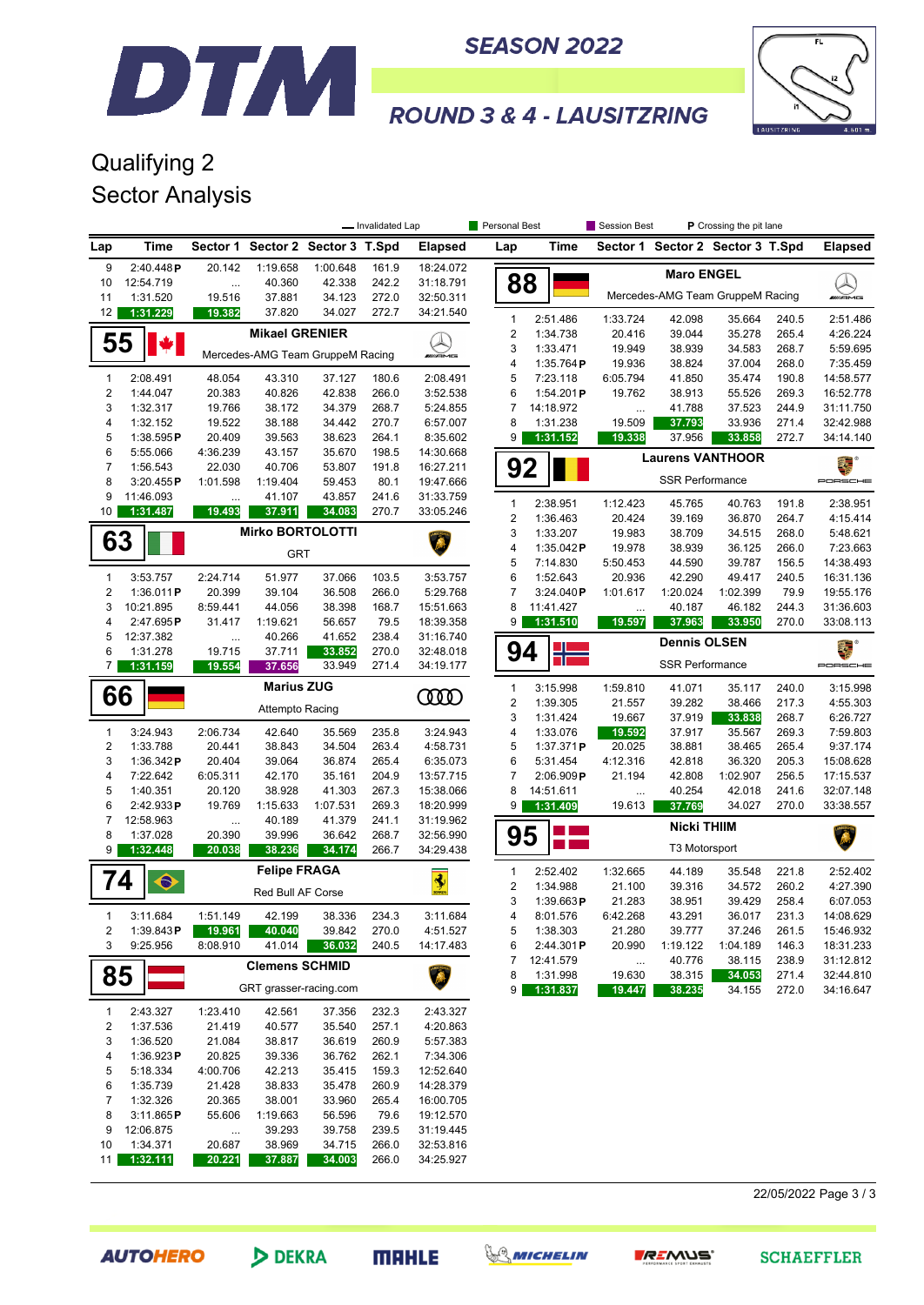# SEASON 2022

## ROUND 3 & 4 - LAUSITZRING

## Qualifying 2

## Sector Analysis

— Invalidated Lap | Personal Best | Session Best | P Crossing the pit lane

| Lap | Time | Sector 1 | Sector 2 | Sector 3 | T.Spd | Elapsed |
|---|---|---|---|---|---|---|
| 9 | 2:40.448 P | 20.142 | 1:19.658 | 1:00.648 | 161.9 | 18:24.072 |
| 10 | 12:54.719 | ... | 40.360 | 42.338 | 242.2 | 31:18.791 |
| 11 | 1:31.520 | 19.516 | 37.881 | 34.123 | 272.0 | 32:50.311 |
| 12 | 1:31.229 | 19.382 | 37.820 | 34.027 | 272.7 | 34:21.540 |

### 55 Mikael GRENIER — Mercedes-AMG Team GruppeM Racing

| Lap | Time | Sector 1 | Sector 2 | Sector 3 | T.Spd | Elapsed |
|---|---|---|---|---|---|---|
| 1 | 2:08.491 | 48.054 | 43.310 | 37.127 | 180.6 | 2:08.491 |
| 2 | 1:44.047 | 20.383 | 40.826 | 42.838 | 266.0 | 3:52.538 |
| 3 | 1:32.317 | 19.766 | 38.172 | 34.379 | 268.7 | 5:24.855 |
| 4 | 1:32.152 | 19.522 | 38.188 | 34.442 | 270.7 | 6:57.007 |
| 5 | 1:38.595 P | 20.409 | 39.563 | 38.623 | 264.1 | 8:35.602 |
| 6 | 5:55.066 | 4:36.239 | 43.157 | 35.670 | 198.5 | 14:30.668 |
| 7 | 1:56.543 | 22.030 | 40.706 | 53.807 | 191.8 | 16:27.211 |
| 8 | 3:20.455 P | 1:01.598 | 1:19.404 | 59.453 | 80.1 | 19:47.666 |
| 9 | 11:46.093 | ... | 41.107 | 43.857 | 241.6 | 31:33.759 |
| 10 | 1:31.487 | 19.493 | 37.911 | 34.083 | 270.7 | 33:05.246 |

### 63 Mirko BORTOLOTTI — GRT

| Lap | Time | Sector 1 | Sector 2 | Sector 3 | T.Spd | Elapsed |
|---|---|---|---|---|---|---|
| 1 | 3:53.757 | 2:24.714 | 51.977 | 37.066 | 103.5 | 3:53.757 |
| 2 | 1:36.011 P | 20.399 | 39.104 | 36.508 | 266.0 | 5:29.768 |
| 3 | 10:21.895 | 8:59.441 | 44.056 | 38.398 | 168.7 | 15:51.663 |
| 4 | 2:47.695 P | 31.417 | 1:19.621 | 56.657 | 79.5 | 18:39.358 |
| 5 | 12:37.382 | ... | 40.266 | 41.652 | 238.4 | 31:16.740 |
| 6 | 1:31.278 | 19.715 | 37.711 | 33.852 | 270.0 | 32:48.018 |
| 7 | 1:31.159 | 19.554 | 37.656 | 33.949 | 271.4 | 34:19.177 |

### 66 Marius ZUG — Attempto Racing

| Lap | Time | Sector 1 | Sector 2 | Sector 3 | T.Spd | Elapsed |
|---|---|---|---|---|---|---|
| 1 | 3:24.943 | 2:06.734 | 42.640 | 35.569 | 235.8 | 3:24.943 |
| 2 | 1:33.788 | 20.441 | 38.843 | 34.504 | 263.4 | 4:58.731 |
| 3 | 1:36.342 P | 20.404 | 39.064 | 36.874 | 265.4 | 6:35.073 |
| 4 | 7:22.642 | 6:05.311 | 42.170 | 35.161 | 204.9 | 13:57.715 |
| 5 | 1:40.351 | 20.120 | 38.928 | 41.303 | 267.3 | 15:38.066 |
| 6 | 2:42.933 P | 19.769 | 1:15.633 | 1:07.531 | 269.3 | 18:20.999 |
| 7 | 12:58.963 | ... | 40.189 | 41.379 | 241.1 | 31:19.962 |
| 8 | 1:37.028 | 20.390 | 39.996 | 36.642 | 268.7 | 32:56.990 |
| 9 | 1:32.448 | 20.038 | 38.236 | 34.174 | 266.7 | 34:29.438 |

### 74 Felipe FRAGA — Red Bull AF Corse

| Lap | Time | Sector 1 | Sector 2 | Sector 3 | T.Spd | Elapsed |
|---|---|---|---|---|---|---|
| 1 | 3:11.684 | 1:51.149 | 42.199 | 38.336 | 234.3 | 3:11.684 |
| 2 | 1:39.843 P | 19.961 | 40.040 | 39.842 | 270.0 | 4:51.527 |
| 3 | 9:25.956 | 8:08.910 | 41.014 | 36.032 | 240.5 | 14:17.483 |

### 85 Clemens SCHMID — GRT grasser-racing.com

| Lap | Time | Sector 1 | Sector 2 | Sector 3 | T.Spd | Elapsed |
|---|---|---|---|---|---|---|
| 1 | 2:43.327 | 1:23.410 | 42.561 | 37.356 | 232.3 | 2:43.327 |
| 2 | 1:37.536 | 21.419 | 40.577 | 35.540 | 257.1 | 4:20.863 |
| 3 | 1:36.520 | 21.084 | 38.817 | 36.619 | 260.9 | 5:57.383 |
| 4 | 1:36.923 P | 20.825 | 39.336 | 36.762 | 262.1 | 7:34.306 |
| 5 | 5:18.334 | 4:00.706 | 42.213 | 35.415 | 159.3 | 12:52.640 |
| 6 | 1:35.739 | 21.428 | 38.833 | 35.478 | 260.9 | 14:28.379 |
| 7 | 1:32.326 | 20.365 | 38.001 | 33.960 | 265.4 | 16:00.705 |
| 8 | 3:11.865 P | 55.606 | 1:19.663 | 56.596 | 79.6 | 19:12.570 |
| 9 | 12:06.875 | ... | 39.293 | 39.758 | 239.5 | 31:19.445 |
| 10 | 1:34.371 | 20.687 | 38.969 | 34.715 | 266.0 | 32:53.816 |
| 11 | 1:32.111 | 20.221 | 37.887 | 34.003 | 266.0 | 34:25.927 |

### 88 Maro ENGEL — Mercedes-AMG Team GruppeM Racing

| Lap | Time | Sector 1 | Sector 2 | Sector 3 | T.Spd | Elapsed |
|---|---|---|---|---|---|---|
| 1 | 2:51.486 | 1:33.724 | 42.098 | 35.664 | 240.5 | 2:51.486 |
| 2 | 1:34.738 | 20.416 | 39.044 | 35.278 | 265.4 | 4:26.224 |
| 3 | 1:33.471 | 19.949 | 38.939 | 34.583 | 268.7 | 5:59.695 |
| 4 | 1:35.764 P | 19.936 | 38.824 | 37.004 | 268.0 | 7:35.459 |
| 5 | 7:23.118 | 6:05.794 | 41.850 | 35.474 | 190.8 | 14:58.577 |
| 6 | 1:54.201 P | 19.762 | 38.913 | 55.526 | 269.3 | 16:52.778 |
| 7 | 14:18.972 | ... | 41.788 | 37.523 | 244.9 | 31:11.750 |
| 8 | 1:31.238 | 19.509 | 37.793 | 33.936 | 271.4 | 32:42.988 |
| 9 | 1:31.152 | 19.338 | 37.956 | 33.858 | 272.7 | 34:14.140 |

### 92 Laurens VANTHOOR — SSR Performance

| Lap | Time | Sector 1 | Sector 2 | Sector 3 | T.Spd | Elapsed |
|---|---|---|---|---|---|---|
| 1 | 2:38.951 | 1:12.423 | 45.765 | 40.763 | 191.8 | 2:38.951 |
| 2 | 1:36.463 | 20.424 | 39.169 | 36.870 | 264.7 | 4:15.414 |
| 3 | 1:33.207 | 19.983 | 38.709 | 34.515 | 268.0 | 5:48.621 |
| 4 | 1:35.042 P | 19.978 | 38.939 | 36.125 | 266.0 | 7:23.663 |
| 5 | 7:14.830 | 5:50.453 | 44.590 | 39.787 | 156.5 | 14:38.493 |
| 6 | 1:52.643 | 20.936 | 42.290 | 49.417 | 240.5 | 16:31.136 |
| 7 | 3:24.040 P | 1:01.617 | 1:20.024 | 1:02.399 | 79.9 | 19:55.176 |
| 8 | 11:41.427 | ... | 40.187 | 46.182 | 244.3 | 31:36.603 |
| 9 | 1:31.510 | 19.597 | 37.963 | 33.950 | 270.0 | 33:08.113 |

### 94 Dennis OLSEN — SSR Performance

| Lap | Time | Sector 1 | Sector 2 | Sector 3 | T.Spd | Elapsed |
|---|---|---|---|---|---|---|
| 1 | 3:15.998 | 1:59.810 | 41.071 | 35.117 | 240.0 | 3:15.998 |
| 2 | 1:39.305 | 21.557 | 39.282 | 38.466 | 217.3 | 4:55.303 |
| 3 | 1:31.424 | 19.667 | 37.919 | 33.838 | 268.7 | 6:26.727 |
| 4 | 1:33.076 | 19.592 | 37.917 | 35.567 | 269.3 | 7:59.803 |
| 5 | 1:37.371 P | 20.025 | 38.881 | 38.465 | 265.4 | 9:37.174 |
| 6 | 5:31.454 | 4:12.316 | 42.818 | 36.320 | 205.3 | 15:08.628 |
| 7 | 2:06.909 P | 21.194 | 42.808 | 1:02.907 | 256.5 | 17:15.537 |
| 8 | 14:51.611 | ... | 40.254 | 42.018 | 241.6 | 32:07.148 |
| 9 | 1:31.409 | 19.613 | 37.769 | 34.027 | 270.0 | 33:38.557 |

### 95 Nicki THIIM — T3 Motorsport

| Lap | Time | Sector 1 | Sector 2 | Sector 3 | T.Spd | Elapsed |
|---|---|---|---|---|---|---|
| 1 | 2:52.402 | 1:32.665 | 44.189 | 35.548 | 221.8 | 2:52.402 |
| 2 | 1:34.988 | 21.100 | 39.316 | 34.572 | 260.2 | 4:27.390 |
| 3 | 1:39.663 P | 21.283 | 38.951 | 39.429 | 258.4 | 6:07.053 |
| 4 | 8:01.576 | 6:42.268 | 43.291 | 36.017 | 231.3 | 14:08.629 |
| 5 | 1:38.303 | 21.280 | 39.777 | 37.246 | 261.5 | 15:46.932 |
| 6 | 2:44.301 P | 20.990 | 1:19.122 | 1:04.189 | 146.3 | 18:31.233 |
| 7 | 12:41.579 | ... | 40.776 | 38.115 | 238.9 | 31:12.812 |
| 8 | 1:31.998 | 19.630 | 38.315 | 34.053 | 271.4 | 32:44.810 |
| 9 | 1:31.837 | 19.447 | 38.235 | 34.155 | 272.0 | 34:16.647 |

22/05/2022